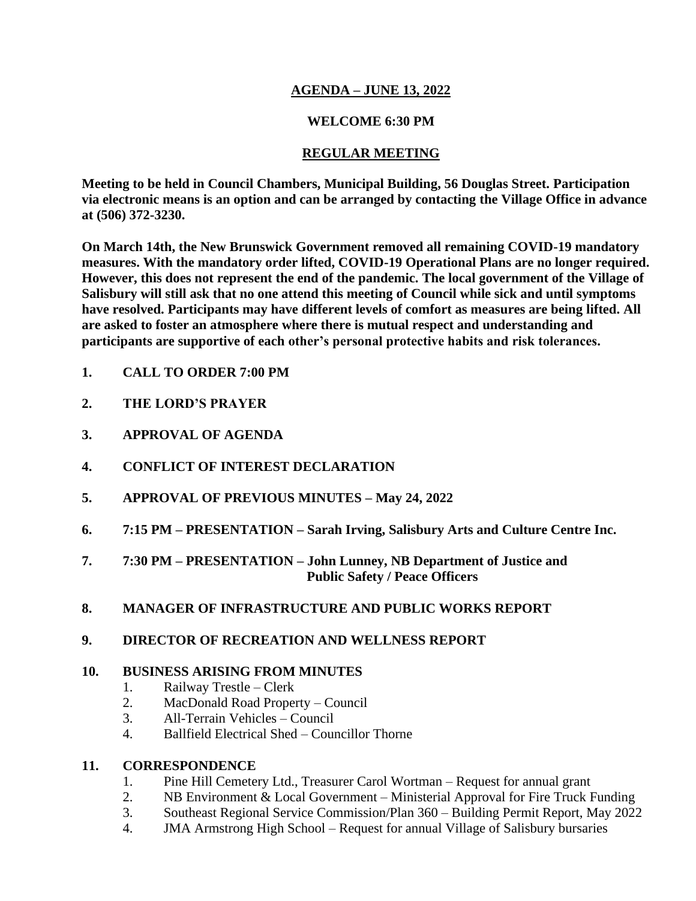# AGENDA – JUNE 13, 2022

## WELCOME 6:30 PM

## REGULAR MEETING

**Meeting to be held in Council Chambers, Municipal Building, 56 Douglas Street. Participation via electronic means is an option and can be arranged by contacting the Village Office in advance at (506) 372-3230.**

**On March 14th, the New Brunswick Government removed all remaining COVID-19 mandatory measures. With the mandatory order lifted, COVID-19 Operational Plans are no longer required. However, this does not represent the end of the pandemic. The local government of the Village of Salisbury will still ask that no one attend this meeting of Council while sick and until symptoms have resolved. Participants may have different levels of comfort as measures are being lifted. All are asked to foster an atmosphere where there is mutual respect and understanding and participants are supportive of each other's personal protective habits and risk tolerances.**

1. **CALL TO ORDER 7:00 PM**
2. **THE LORD'S PRAYER**
3. **APPROVAL OF AGENDA**
4. **CONFLICT OF INTEREST DECLARATION**
5. **APPROVAL OF PREVIOUS MINUTES – May 24, 2022**
6. **7:15 PM – PRESENTATION – Sarah Irving, Salisbury Arts and Culture Centre Inc.**
7. **7:30 PM – PRESENTATION – John Lunney, NB Department of Justice and Public Safety / Peace Officers**
8. **MANAGER OF INFRASTRUCTURE AND PUBLIC WORKS REPORT**
9. **DIRECTOR OF RECREATION AND WELLNESS REPORT**
10. **BUSINESS ARISING FROM MINUTES**
    1. Railway Trestle – Clerk
    2. MacDonald Road Property – Council
    3. All-Terrain Vehicles – Council
    4. Ballfield Electrical Shed – Councillor Thorne
11. **CORRESPONDENCE**
    1. Pine Hill Cemetery Ltd., Treasurer Carol Wortman – Request for annual grant
    2. NB Environment & Local Government – Ministerial Approval for Fire Truck Funding
    3. Southeast Regional Service Commission/Plan 360 – Building Permit Report, May 2022
    4. JMA Armstrong High School – Request for annual Village of Salisbury bursaries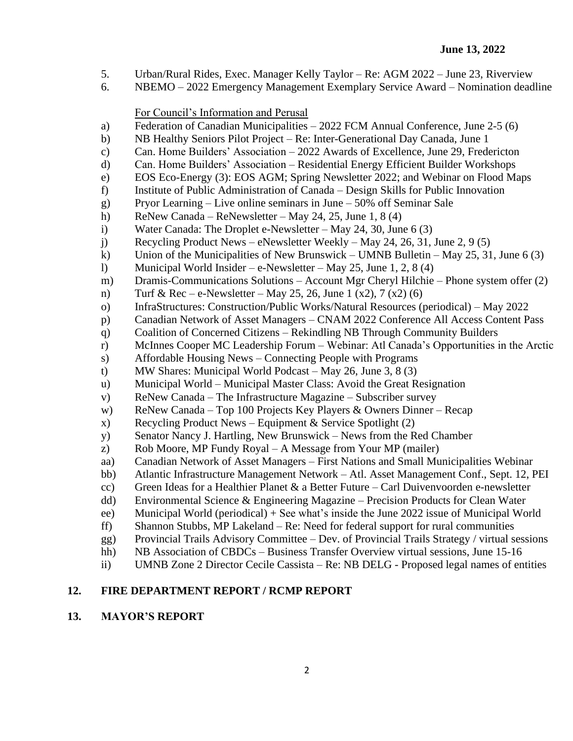5. Urban/Rural Rides, Exec. Manager Kelly Taylor – Re: AGM 2022 – June 23, Riverview
6. NBEMO – 2022 Emergency Management Exemplary Service Award – Nomination deadline

<u>For Council's Information and Perusal</u>

a) Federation of Canadian Municipalities – 2022 FCM Annual Conference, June 2-5 (6)
b) NB Healthy Seniors Pilot Project – Re: Inter-Generational Day Canada, June 1
c) Can. Home Builders' Association – 2022 Awards of Excellence, June 29, Fredericton
d) Can. Home Builders' Association – Residential Energy Efficient Builder Workshops
e) EOS Eco-Energy (3): EOS AGM; Spring Newsletter 2022; and Webinar on Flood Maps
f) Institute of Public Administration of Canada – Design Skills for Public Innovation
g) Pryor Learning – Live online seminars in June – 50% off Seminar Sale
h) ReNew Canada – ReNewsletter – May 24, 25, June 1, 8 (4)
i) Water Canada: The Droplet e-Newsletter – May 24, 30, June 6 (3)
j) Recycling Product News – eNewsletter Weekly – May 24, 26, 31, June 2, 9 (5)
k) Union of the Municipalities of New Brunswick – UMNB Bulletin – May 25, 31, June 6 (3)
l) Municipal World Insider – e-Newsletter – May 25, June 1, 2, 8 (4)
m) Dramis-Communications Solutions – Account Mgr Cheryl Hilchie – Phone system offer (2)
n) Turf & Rec – e-Newsletter – May 25, 26, June 1 (x2), 7 (x2) (6)
o) InfraStructures: Construction/Public Works/Natural Resources (periodical) – May 2022
p) Canadian Network of Asset Managers – CNAM 2022 Conference All Access Content Pass
q) Coalition of Concerned Citizens – Rekindling NB Through Community Builders
r) McInnes Cooper MC Leadership Forum – Webinar: Atl Canada's Opportunities in the Arctic
s) Affordable Housing News – Connecting People with Programs
t) MW Shares: Municipal World Podcast – May 26, June 3, 8 (3)
u) Municipal World – Municipal Master Class: Avoid the Great Resignation
v) ReNew Canada – The Infrastructure Magazine – Subscriber survey
w) ReNew Canada – Top 100 Projects Key Players & Owners Dinner – Recap
x) Recycling Product News – Equipment & Service Spotlight (2)
y) Senator Nancy J. Hartling, New Brunswick – News from the Red Chamber
z) Rob Moore, MP Fundy Royal – A Message from Your MP (mailer)
aa) Canadian Network of Asset Managers – First Nations and Small Municipalities Webinar
bb) Atlantic Infrastructure Management Network – Atl. Asset Management Conf., Sept. 12, PEI
cc) Green Ideas for a Healthier Planet & a Better Future – Carl Duivenvoorden e-newsletter
dd) Environmental Science & Engineering Magazine – Precision Products for Clean Water
ee) Municipal World (periodical) + See what's inside the June 2022 issue of Municipal World
ff) Shannon Stubbs, MP Lakeland – Re: Need for federal support for rural communities
gg) Provincial Trails Advisory Committee – Dev. of Provincial Trails Strategy / virtual sessions
hh) NB Association of CBDCs – Business Transfer Overview virtual sessions, June 15-16
ii) UMNB Zone 2 Director Cecile Cassista – Re: NB DELG - Proposed legal names of entities

## 12. FIRE DEPARTMENT REPORT / RCMP REPORT

## 13. MAYOR'S REPORT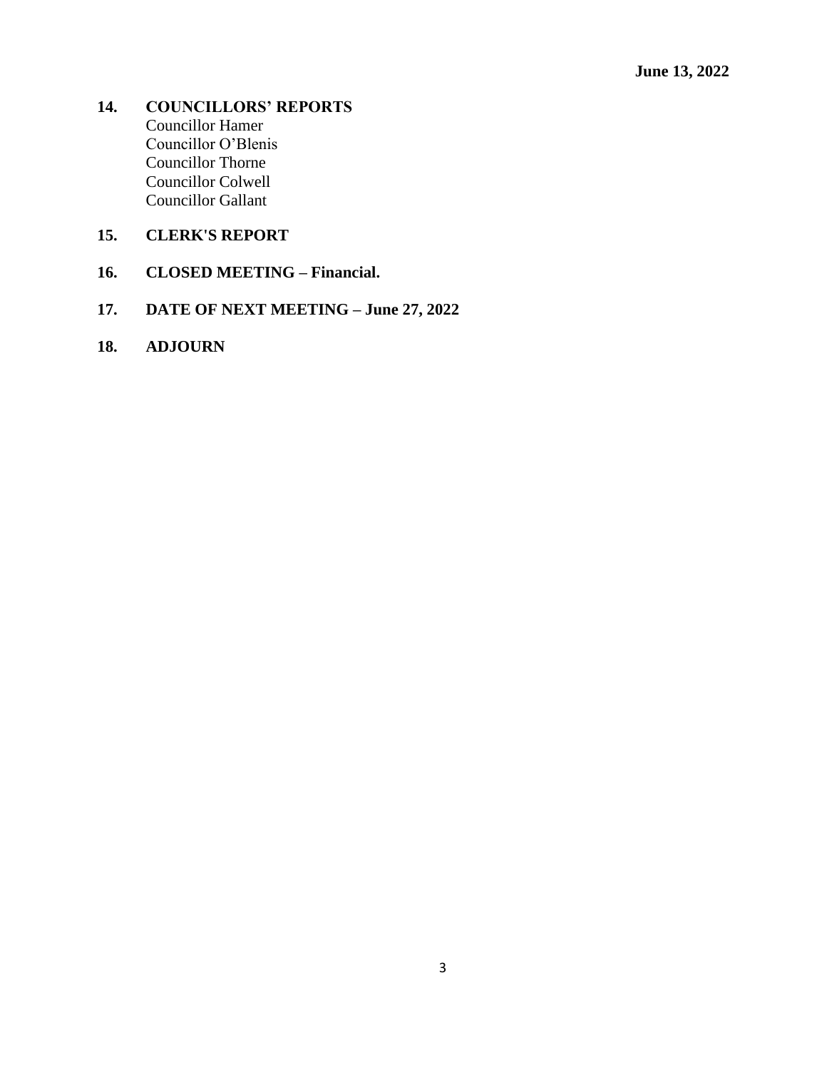**June 13, 2022**

**14. COUNCILLORS' REPORTS**

Councillor Hamer
Councillor O'Blenis
Councillor Thorne
Councillor Colwell
Councillor Gallant

**15. CLERK'S REPORT**

**16. CLOSED MEETING – Financial.**

**17. DATE OF NEXT MEETING – June 27, 2022**

**18. ADJOURN**